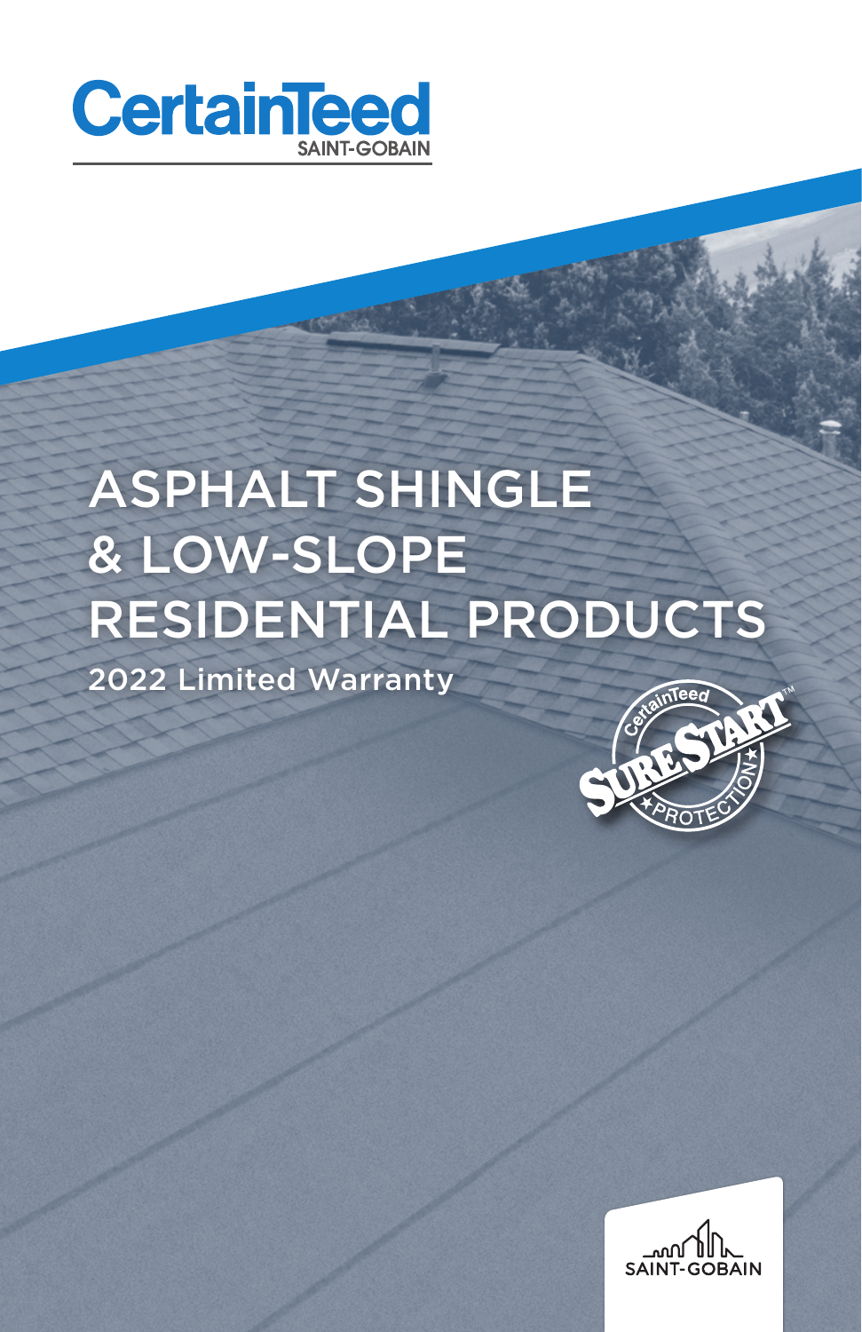CertainTeed
SAINT-GOBAIN

# ASPHALT SHINGLE & LOW-SLOPE RESIDENTIAL PRODUCTS

## 2022 Limited Warranty

CertainTeed SureStart™ Protection

SAINT-GOBAIN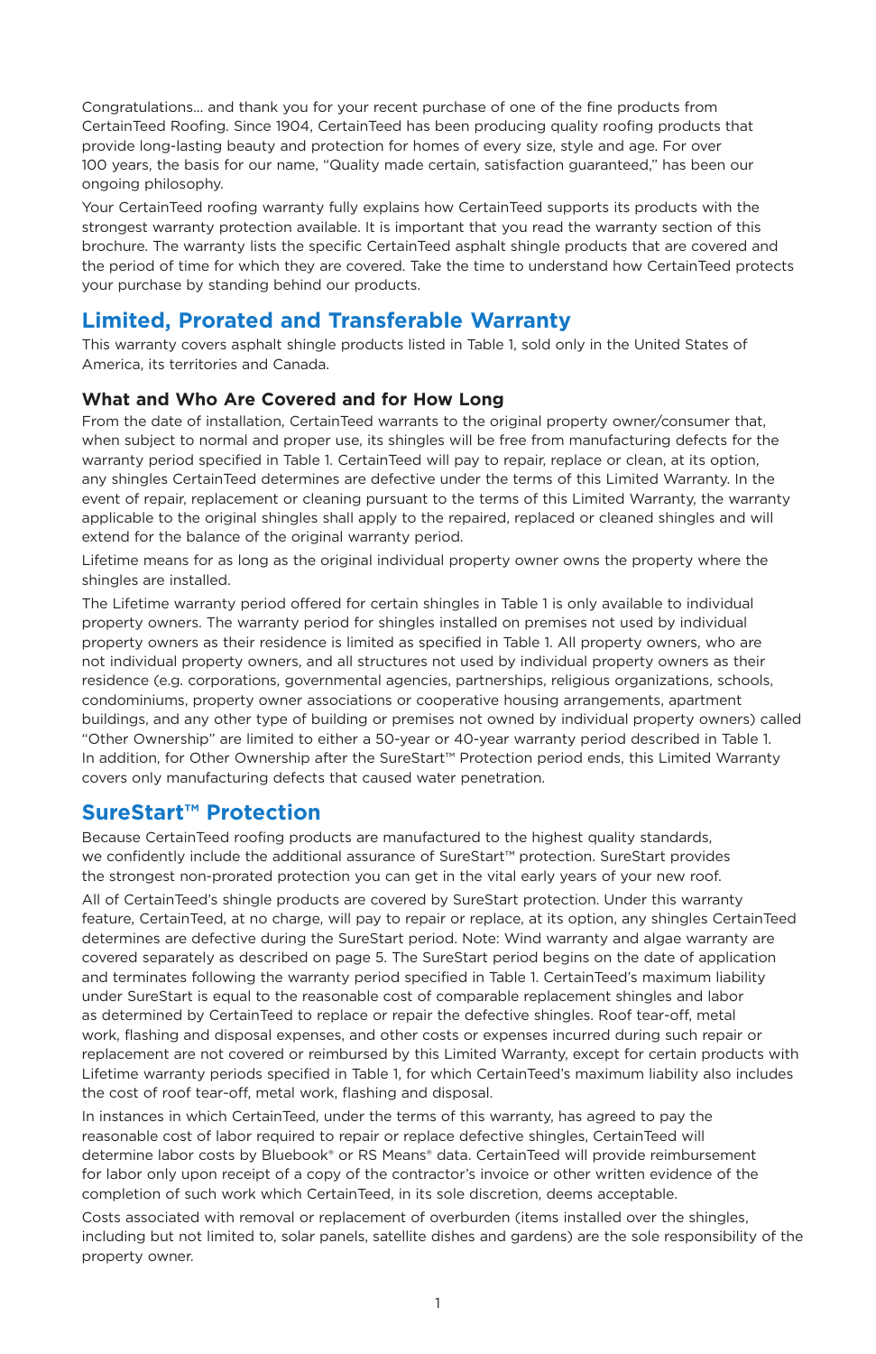Congratulations... and thank you for your recent purchase of one of the fine products from CertainTeed Roofing. Since 1904, CertainTeed has been producing quality roofing products that provide long-lasting beauty and protection for homes of every size, style and age. For over 100 years, the basis for our name, "Quality made certain, satisfaction guaranteed," has been our ongoing philosophy.

Your CertainTeed roofing warranty fully explains how CertainTeed supports its products with the strongest warranty protection available. It is important that you read the warranty section of this brochure. The warranty lists the specific CertainTeed asphalt shingle products that are covered and the period of time for which they are covered. Take the time to understand how CertainTeed protects your purchase by standing behind our products.

## Limited, Prorated and Transferable Warranty

This warranty covers asphalt shingle products listed in Table 1, sold only in the United States of America, its territories and Canada.

### What and Who Are Covered and for How Long

From the date of installation, CertainTeed warrants to the original property owner/consumer that, when subject to normal and proper use, its shingles will be free from manufacturing defects for the warranty period specified in Table 1. CertainTeed will pay to repair, replace or clean, at its option, any shingles CertainTeed determines are defective under the terms of this Limited Warranty. In the event of repair, replacement or cleaning pursuant to the terms of this Limited Warranty, the warranty applicable to the original shingles shall apply to the repaired, replaced or cleaned shingles and will extend for the balance of the original warranty period.

Lifetime means for as long as the original individual property owner owns the property where the shingles are installed.

The Lifetime warranty period offered for certain shingles in Table 1 is only available to individual property owners. The warranty period for shingles installed on premises not used by individual property owners as their residence is limited as specified in Table 1. All property owners, who are not individual property owners, and all structures not used by individual property owners as their residence (e.g. corporations, governmental agencies, partnerships, religious organizations, schools, condominiums, property owner associations or cooperative housing arrangements, apartment buildings, and any other type of building or premises not owned by individual property owners) called "Other Ownership" are limited to either a 50-year or 40-year warranty period described in Table 1. In addition, for Other Ownership after the SureStart™ Protection period ends, this Limited Warranty covers only manufacturing defects that caused water penetration.

## SureStart™ Protection

Because CertainTeed roofing products are manufactured to the highest quality standards, we confidently include the additional assurance of SureStart™ protection. SureStart provides the strongest non-prorated protection you can get in the vital early years of your new roof.

All of CertainTeed's shingle products are covered by SureStart protection. Under this warranty feature, CertainTeed, at no charge, will pay to repair or replace, at its option, any shingles CertainTeed determines are defective during the SureStart period. Note: Wind warranty and algae warranty are covered separately as described on page 5. The SureStart period begins on the date of application and terminates following the warranty period specified in Table 1. CertainTeed's maximum liability under SureStart is equal to the reasonable cost of comparable replacement shingles and labor as determined by CertainTeed to replace or repair the defective shingles. Roof tear-off, metal work, flashing and disposal expenses, and other costs or expenses incurred during such repair or replacement are not covered or reimbursed by this Limited Warranty, except for certain products with Lifetime warranty periods specified in Table 1, for which CertainTeed's maximum liability also includes the cost of roof tear-off, metal work, flashing and disposal.

In instances in which CertainTeed, under the terms of this warranty, has agreed to pay the reasonable cost of labor required to repair or replace defective shingles, CertainTeed will determine labor costs by Bluebook® or RS Means® data. CertainTeed will provide reimbursement for labor only upon receipt of a copy of the contractor's invoice or other written evidence of the completion of such work which CertainTeed, in its sole discretion, deems acceptable.

Costs associated with removal or replacement of overburden (items installed over the shingles, including but not limited to, solar panels, satellite dishes and gardens) are the sole responsibility of the property owner.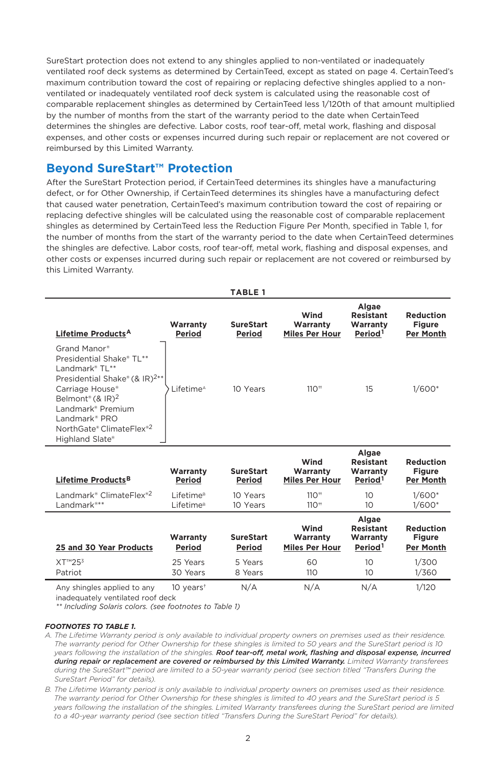SureStart protection does not extend to any shingles applied to non-ventilated or inadequately ventilated roof deck systems as determined by CertainTeed, except as stated on page 4. CertainTeed's maximum contribution toward the cost of repairing or replacing defective shingles applied to a non-ventilated or inadequately ventilated roof deck system is calculated using the reasonable cost of comparable replacement shingles as determined by CertainTeed less 1/120th of that amount multiplied by the number of months from the start of the warranty period to the date when CertainTeed determines the shingles are defective. Labor costs, roof tear-off, metal work, flashing and disposal expenses, and other costs or expenses incurred during such repair or replacement are not covered or reimbursed by this Limited Warranty.

## Beyond SureStart™ Protection

After the SureStart Protection period, if CertainTeed determines its shingles have a manufacturing defect, or for Other Ownership, if CertainTeed determines its shingles have a manufacturing defect that caused water penetration, CertainTeed's maximum contribution toward the cost of repairing or replacing defective shingles will be calculated using the reasonable cost of comparable replacement shingles as determined by CertainTeed less the Reduction Figure Per Month, specified in Table 1, for the number of months from the start of the warranty period to the date when CertainTeed determines the shingles are defective. Labor costs, roof tear-off, metal work, flashing and disposal expenses, and other costs or expenses incurred during such repair or replacement are not covered or reimbursed by this Limited Warranty.

**TABLE 1**

| Lifetime Products[A] | Warranty Period | SureStart Period | Wind Warranty Miles Per Hour | Algae Resistant Warranty Period[1] | Reduction Figure Per Month |
|---|---|---|---|---|---|
| Grand Manor®<br>Presidential Shake® TL**<br>Landmark® TL**<br>Presidential Shake® (& IR)[2]**<br>Carriage House®<br>Belmont® (& IR)[2]<br>Landmark® Premium<br>Landmark® PRO<br>NorthGate® ClimateFlex®[2]<br>Highland Slate® | Lifetime[A] | 10 Years | 110†† | 15 | 1/600* |
| **Lifetime Products[B]** | **Warranty Period** | **SureStart Period** | **Wind Warranty Miles Per Hour** | **Algae Resistant Warranty Period[1]** | **Reduction Figure Per Month** |
| Landmark® ClimateFlex®[2] | Lifetime[B] | 10 Years | 110†† | 10 | 1/600* |
| Landmark®** | Lifetime[B] | 10 Years | 110†† | 10 | 1/600* |
| **25 and 30 Year Products** | **Warranty Period** | **SureStart Period** | **Wind Warranty Miles Per Hour** | **Algae Resistant Warranty Period[1]** | **Reduction Figure Per Month** |
| XT™25[3] | 25 Years | 5 Years | 60 | 10 | 1/300 |
| Patriot | 30 Years | 8 Years | 110 | 10 | 1/360 |
| Any shingles applied to any inadequately ventilated roof deck | 10 years† | N/A | N/A | N/A | 1/120 |

*\*\* Including Solaris colors. (see footnotes to Table 1)*

***FOOTNOTES TO TABLE 1.***

A. *The Lifetime Warranty period is only available to individual property owners on premises used as their residence. The warranty period for Other Ownership for these shingles is limited to 50 years and the SureStart period is 10 years following the installation of the shingles.* ***Roof tear-off, metal work, flashing and disposal expense, incurred during repair or replacement are covered or reimbursed by this Limited Warranty.*** *Limited Warranty transferees during the SureStart™ period are limited to a 50-year warranty period (see section titled "Transfers During the SureStart Period" for details).*

B. *The Lifetime Warranty period is only available to individual property owners on premises used as their residence. The warranty period for Other Ownership for these shingles is limited to 40 years and the SureStart period is 5 years following the installation of the shingles. Limited Warranty transferees during the SureStart period are limited to a 40-year warranty period (see section titled "Transfers During the SureStart Period" for details).*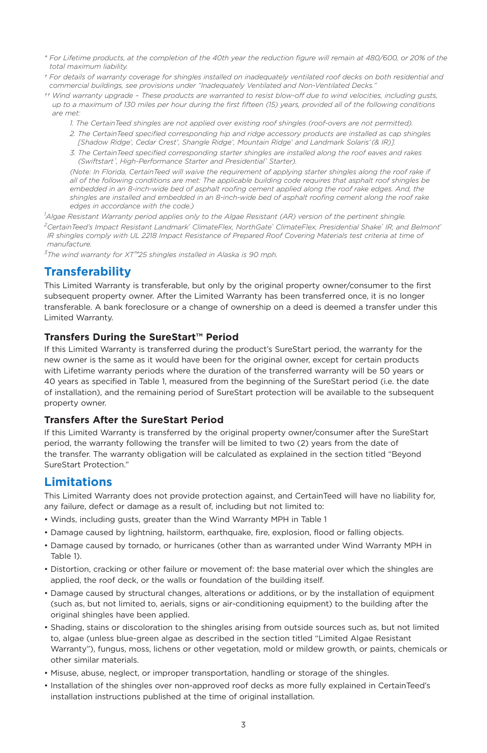* *For Lifetime products, at the completion of the 40th year the reduction figure will remain at 480/600, or 20% of the total maximum liability.*

† *For details of warranty coverage for shingles installed on inadequately ventilated roof decks on both residential and commercial buildings, see provisions under "Inadequately Ventilated and Non-Ventilated Decks."*

†† *Wind warranty upgrade – These products are warranted to resist blow-off due to wind velocities, including gusts, up to a maximum of 130 miles per hour during the first fifteen (15) years, provided all of the following conditions are met:*

1. *The CertainTeed shingles are not applied over existing roof shingles (roof-overs are not permitted).*
2. *The CertainTeed specified corresponding hip and ridge accessory products are installed as cap shingles [Shadow Ridge®, Cedar Crest®, Shangle Ridge®, Mountain Ridge® and Landmark Solaris® (& IR)].*
3. *The CertainTeed specified corresponding starter shingles are installed along the roof eaves and rakes (Swiftstart®, High-Performance Starter and Presidential® Starter).*

*(Note: In Florida, CertainTeed will waive the requirement of applying starter shingles along the roof rake if all of the following conditions are met: The applicable building code requires that asphalt roof shingles be embedded in an 8-inch-wide bed of asphalt roofing cement applied along the roof rake edges. And, the shingles are installed and embedded in an 8-inch-wide bed of asphalt roofing cement along the roof rake edges in accordance with the code.)*

[1] *Algae Resistant Warranty period applies only to the Algae Resistant (AR) version of the pertinent shingle.*

[2] *CertainTeed's Impact Resistant Landmark® ClimateFlex, NorthGate® ClimateFlex, Presidential Shake® IR, and Belmont® IR shingles comply with UL 2218 Impact Resistance of Prepared Roof Covering Materials test criteria at time of manufacture.*

[3] *The wind warranty for XT™25 shingles installed in Alaska is 90 mph.*

## Transferability

This Limited Warranty is transferable, but only by the original property owner/consumer to the first subsequent property owner. After the Limited Warranty has been transferred once, it is no longer transferable. A bank foreclosure or a change of ownership on a deed is deemed a transfer under this Limited Warranty.

### Transfers During the SureStart™ Period

If this Limited Warranty is transferred during the product's SureStart period, the warranty for the new owner is the same as it would have been for the original owner, except for certain products with Lifetime warranty periods where the duration of the transferred warranty will be 50 years or 40 years as specified in Table 1, measured from the beginning of the SureStart period (i.e. the date of installation), and the remaining period of SureStart protection will be available to the subsequent property owner.

### Transfers After the SureStart Period

If this Limited Warranty is transferred by the original property owner/consumer after the SureStart period, the warranty following the transfer will be limited to two (2) years from the date of the transfer. The warranty obligation will be calculated as explained in the section titled "Beyond SureStart Protection."

## Limitations

This Limited Warranty does not provide protection against, and CertainTeed will have no liability for, any failure, defect or damage as a result of, including but not limited to:

- Winds, including gusts, greater than the Wind Warranty MPH in Table 1
- Damage caused by lightning, hailstorm, earthquake, fire, explosion, flood or falling objects.
- Damage caused by tornado, or hurricanes (other than as warranted under Wind Warranty MPH in Table 1).
- Distortion, cracking or other failure or movement of: the base material over which the shingles are applied, the roof deck, or the walls or foundation of the building itself.
- Damage caused by structural changes, alterations or additions, or by the installation of equipment (such as, but not limited to, aerials, signs or air-conditioning equipment) to the building after the original shingles have been applied.
- Shading, stains or discoloration to the shingles arising from outside sources such as, but not limited to, algae (unless blue-green algae as described in the section titled "Limited Algae Resistant Warranty"), fungus, moss, lichens or other vegetation, mold or mildew growth, or paints, chemicals or other similar materials.
- Misuse, abuse, neglect, or improper transportation, handling or storage of the shingles.
- Installation of the shingles over non-approved roof decks as more fully explained in CertainTeed's installation instructions published at the time of original installation.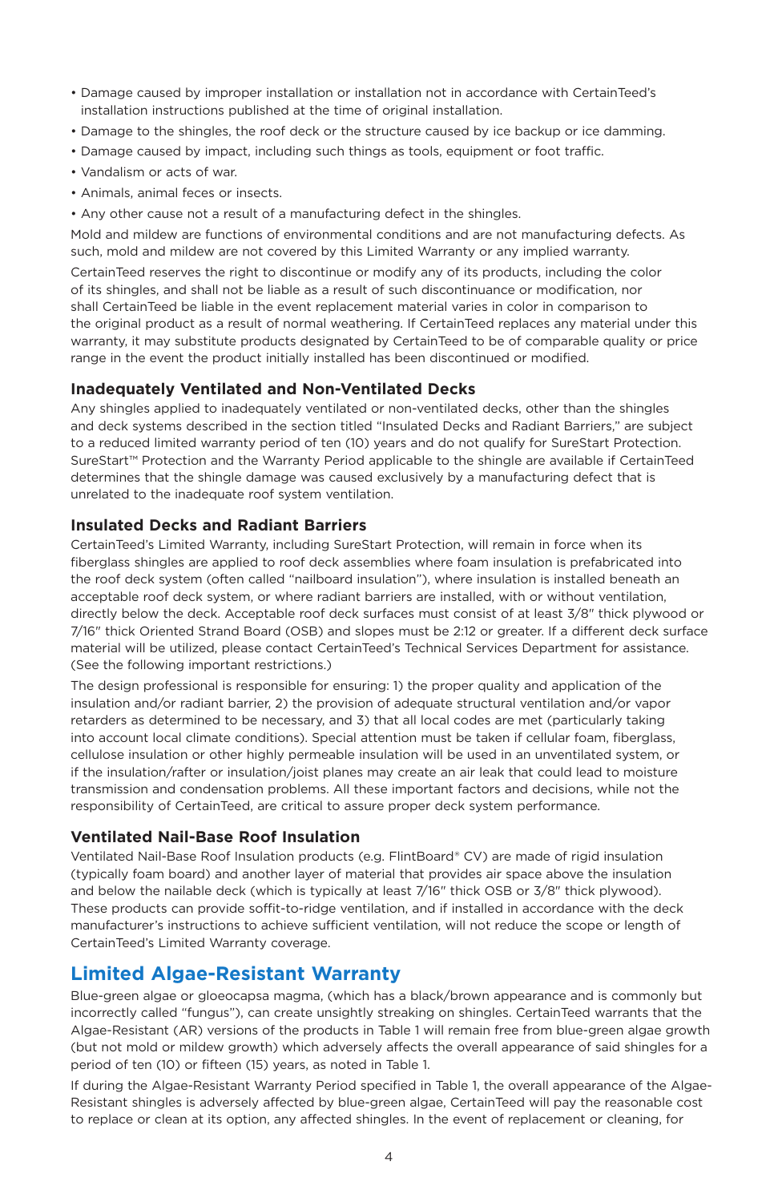- Damage caused by improper installation or installation not in accordance with CertainTeed's installation instructions published at the time of original installation.
- Damage to the shingles, the roof deck or the structure caused by ice backup or ice damming.
- Damage caused by impact, including such things as tools, equipment or foot traffic.
- Vandalism or acts of war.
- Animals, animal feces or insects.
- Any other cause not a result of a manufacturing defect in the shingles.

Mold and mildew are functions of environmental conditions and are not manufacturing defects. As such, mold and mildew are not covered by this Limited Warranty or any implied warranty.

CertainTeed reserves the right to discontinue or modify any of its products, including the color of its shingles, and shall not be liable as a result of such discontinuance or modification, nor shall CertainTeed be liable in the event replacement material varies in color in comparison to the original product as a result of normal weathering. If CertainTeed replaces any material under this warranty, it may substitute products designated by CertainTeed to be of comparable quality or price range in the event the product initially installed has been discontinued or modified.

### Inadequately Ventilated and Non-Ventilated Decks

Any shingles applied to inadequately ventilated or non-ventilated decks, other than the shingles and deck systems described in the section titled "Insulated Decks and Radiant Barriers," are subject to a reduced limited warranty period of ten (10) years and do not qualify for SureStart Protection. SureStart™ Protection and the Warranty Period applicable to the shingle are available if CertainTeed determines that the shingle damage was caused exclusively by a manufacturing defect that is unrelated to the inadequate roof system ventilation.

### Insulated Decks and Radiant Barriers

CertainTeed's Limited Warranty, including SureStart Protection, will remain in force when its fiberglass shingles are applied to roof deck assemblies where foam insulation is prefabricated into the roof deck system (often called "nailboard insulation"), where insulation is installed beneath an acceptable roof deck system, or where radiant barriers are installed, with or without ventilation, directly below the deck. Acceptable roof deck surfaces must consist of at least 3/8" thick plywood or 7/16" thick Oriented Strand Board (OSB) and slopes must be 2:12 or greater. If a different deck surface material will be utilized, please contact CertainTeed's Technical Services Department for assistance. (See the following important restrictions.)

The design professional is responsible for ensuring: 1) the proper quality and application of the insulation and/or radiant barrier, 2) the provision of adequate structural ventilation and/or vapor retarders as determined to be necessary, and 3) that all local codes are met (particularly taking into account local climate conditions). Special attention must be taken if cellular foam, fiberglass, cellulose insulation or other highly permeable insulation will be used in an unventilated system, or if the insulation/rafter or insulation/joist planes may create an air leak that could lead to moisture transmission and condensation problems. All these important factors and decisions, while not the responsibility of CertainTeed, are critical to assure proper deck system performance.

### Ventilated Nail-Base Roof Insulation

Ventilated Nail-Base Roof Insulation products (e.g. FlintBoard® CV) are made of rigid insulation (typically foam board) and another layer of material that provides air space above the insulation and below the nailable deck (which is typically at least 7/16" thick OSB or 3/8" thick plywood). These products can provide soffit-to-ridge ventilation, and if installed in accordance with the deck manufacturer's instructions to achieve sufficient ventilation, will not reduce the scope or length of CertainTeed's Limited Warranty coverage.

## Limited Algae-Resistant Warranty

Blue-green algae or gloeocapsa magma, (which has a black/brown appearance and is commonly but incorrectly called "fungus"), can create unsightly streaking on shingles. CertainTeed warrants that the Algae-Resistant (AR) versions of the products in Table 1 will remain free from blue-green algae growth (but not mold or mildew growth) which adversely affects the overall appearance of said shingles for a period of ten (10) or fifteen (15) years, as noted in Table 1.

If during the Algae-Resistant Warranty Period specified in Table 1, the overall appearance of the Algae-Resistant shingles is adversely affected by blue-green algae, CertainTeed will pay the reasonable cost to replace or clean at its option, any affected shingles. In the event of replacement or cleaning, for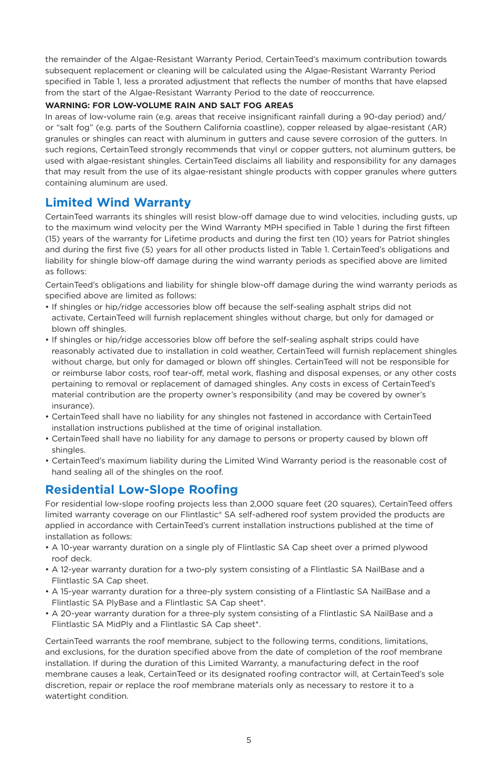the remainder of the Algae-Resistant Warranty Period, CertainTeed's maximum contribution towards subsequent replacement or cleaning will be calculated using the Algae-Resistant Warranty Period specified in Table 1, less a prorated adjustment that reflects the number of months that have elapsed from the start of the Algae-Resistant Warranty Period to the date of reoccurrence.

**WARNING: FOR LOW-VOLUME RAIN AND SALT FOG AREAS**

In areas of low-volume rain (e.g. areas that receive insignificant rainfall during a 90-day period) and/or "salt fog" (e.g. parts of the Southern California coastline), copper released by algae-resistant (AR) granules or shingles can react with aluminum in gutters and cause severe corrosion of the gutters. In such regions, CertainTeed strongly recommends that vinyl or copper gutters, not aluminum gutters, be used with algae-resistant shingles. CertainTeed disclaims all liability and responsibility for any damages that may result from the use of its algae-resistant shingle products with copper granules where gutters containing aluminum are used.

## Limited Wind Warranty

CertainTeed warrants its shingles will resist blow-off damage due to wind velocities, including gusts, up to the maximum wind velocity per the Wind Warranty MPH specified in Table 1 during the first fifteen (15) years of the warranty for Lifetime products and during the first ten (10) years for Patriot shingles and during the first five (5) years for all other products listed in Table 1. CertainTeed's obligations and liability for shingle blow-off damage during the wind warranty periods as specified above are limited as follows:

CertainTeed's obligations and liability for shingle blow-off damage during the wind warranty periods as specified above are limited as follows:

- If shingles or hip/ridge accessories blow off because the self-sealing asphalt strips did not activate, CertainTeed will furnish replacement shingles without charge, but only for damaged or blown off shingles.
- If shingles or hip/ridge accessories blow off before the self-sealing asphalt strips could have reasonably activated due to installation in cold weather, CertainTeed will furnish replacement shingles without charge, but only for damaged or blown off shingles. CertainTeed will not be responsible for or reimburse labor costs, roof tear-off, metal work, flashing and disposal expenses, or any other costs pertaining to removal or replacement of damaged shingles. Any costs in excess of CertainTeed's material contribution are the property owner's responsibility (and may be covered by owner's insurance).
- CertainTeed shall have no liability for any shingles not fastened in accordance with CertainTeed installation instructions published at the time of original installation.
- CertainTeed shall have no liability for any damage to persons or property caused by blown off shingles.
- CertainTeed's maximum liability during the Limited Wind Warranty period is the reasonable cost of hand sealing all of the shingles on the roof.

## Residential Low-Slope Roofing

For residential low-slope roofing projects less than 2,000 square feet (20 squares), CertainTeed offers limited warranty coverage on our Flintlastic® SA self-adhered roof system provided the products are applied in accordance with CertainTeed's current installation instructions published at the time of installation as follows:

- A 10-year warranty duration on a single ply of Flintlastic SA Cap sheet over a primed plywood roof deck.
- A 12-year warranty duration for a two-ply system consisting of a Flintlastic SA NailBase and a Flintlastic SA Cap sheet.
- A 15-year warranty duration for a three-ply system consisting of a Flintlastic SA NailBase and a Flintlastic SA PlyBase and a Flintlastic SA Cap sheet*.
- A 20-year warranty duration for a three-ply system consisting of a Flintlastic SA NailBase and a Flintlastic SA MidPly and a Flintlastic SA Cap sheet*.

CertainTeed warrants the roof membrane, subject to the following terms, conditions, limitations, and exclusions, for the duration specified above from the date of completion of the roof membrane installation. If during the duration of this Limited Warranty, a manufacturing defect in the roof membrane causes a leak, CertainTeed or its designated roofing contractor will, at CertainTeed's sole discretion, repair or replace the roof membrane materials only as necessary to restore it to a watertight condition.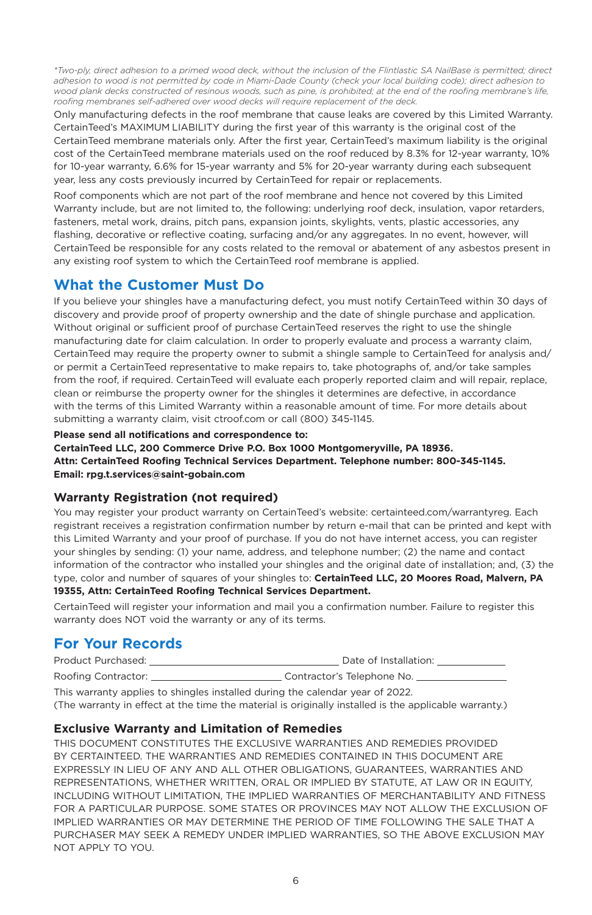*\*Two-ply, direct adhesion to a primed wood deck, without the inclusion of the Flintlastic SA NailBase is permitted; direct adhesion to wood is not permitted by code in Miami-Dade County (check your local building code); direct adhesion to wood plank decks constructed of resinous woods, such as pine, is prohibited; at the end of the roofing membrane's life, roofing membranes self-adhered over wood decks will require replacement of the deck.*

Only manufacturing defects in the roof membrane that cause leaks are covered by this Limited Warranty. CertainTeed's MAXIMUM LIABILITY during the first year of this warranty is the original cost of the CertainTeed membrane materials only. After the first year, CertainTeed's maximum liability is the original cost of the CertainTeed membrane materials used on the roof reduced by 8.3% for 12-year warranty, 10% for 10-year warranty, 6.6% for 15-year warranty and 5% for 20-year warranty during each subsequent year, less any costs previously incurred by CertainTeed for repair or replacements.

Roof components which are not part of the roof membrane and hence not covered by this Limited Warranty include, but are not limited to, the following: underlying roof deck, insulation, vapor retarders, fasteners, metal work, drains, pitch pans, expansion joints, skylights, vents, plastic accessories, any flashing, decorative or reflective coating, surfacing and/or any aggregates. In no event, however, will CertainTeed be responsible for any costs related to the removal or abatement of any asbestos present in any existing roof system to which the CertainTeed roof membrane is applied.

## What the Customer Must Do

If you believe your shingles have a manufacturing defect, you must notify CertainTeed within 30 days of discovery and provide proof of property ownership and the date of shingle purchase and application. Without original or sufficient proof of purchase CertainTeed reserves the right to use the shingle manufacturing date for claim calculation. In order to properly evaluate and process a warranty claim, CertainTeed may require the property owner to submit a shingle sample to CertainTeed for analysis and/or permit a CertainTeed representative to make repairs to, take photographs of, and/or take samples from the roof, if required. CertainTeed will evaluate each properly reported claim and will repair, replace, clean or reimburse the property owner for the shingles it determines are defective, in accordance with the terms of this Limited Warranty within a reasonable amount of time. For more details about submitting a warranty claim, visit ctroof.com or call (800) 345-1145.

**Please send all notifications and correspondence to:**
**CertainTeed LLC, 200 Commerce Drive P.O. Box 1000 Montgomeryville, PA 18936.**
**Attn: CertainTeed Roofing Technical Services Department. Telephone number: 800-345-1145.**
**Email: rpg.t.services@saint-gobain.com**

### Warranty Registration (not required)

You may register your product warranty on CertainTeed's website: certainteed.com/warrantyreg. Each registrant receives a registration confirmation number by return e-mail that can be printed and kept with this Limited Warranty and your proof of purchase. If you do not have internet access, you can register your shingles by sending: (1) your name, address, and telephone number; (2) the name and contact information of the contractor who installed your shingles and the original date of installation; and, (3) the type, color and number of squares of your shingles to: **CertainTeed LLC, 20 Moores Road, Malvern, PA 19355, Attn: CertainTeed Roofing Technical Services Department.**

CertainTeed will register your information and mail you a confirmation number. Failure to register this warranty does NOT void the warranty or any of its terms.

## For Your Records

Product Purchased: ______________________ Date of Installation: __________

Roofing Contractor: ________________ Contractor's Telephone No. ____________

This warranty applies to shingles installed during the calendar year of 2022.
(The warranty in effect at the time the material is originally installed is the applicable warranty.)

### Exclusive Warranty and Limitation of Remedies

THIS DOCUMENT CONSTITUTES THE EXCLUSIVE WARRANTIES AND REMEDIES PROVIDED BY CERTAINTEED. THE WARRANTIES AND REMEDIES CONTAINED IN THIS DOCUMENT ARE EXPRESSLY IN LIEU OF ANY AND ALL OTHER OBLIGATIONS, GUARANTEES, WARRANTIES AND REPRESENTATIONS, WHETHER WRITTEN, ORAL OR IMPLIED BY STATUTE, AT LAW OR IN EQUITY, INCLUDING WITHOUT LIMITATION, THE IMPLIED WARRANTIES OF MERCHANTABILITY AND FITNESS FOR A PARTICULAR PURPOSE. SOME STATES OR PROVINCES MAY NOT ALLOW THE EXCLUSION OF IMPLIED WARRANTIES OR MAY DETERMINE THE PERIOD OF TIME FOLLOWING THE SALE THAT A PURCHASER MAY SEEK A REMEDY UNDER IMPLIED WARRANTIES, SO THE ABOVE EXCLUSION MAY NOT APPLY TO YOU.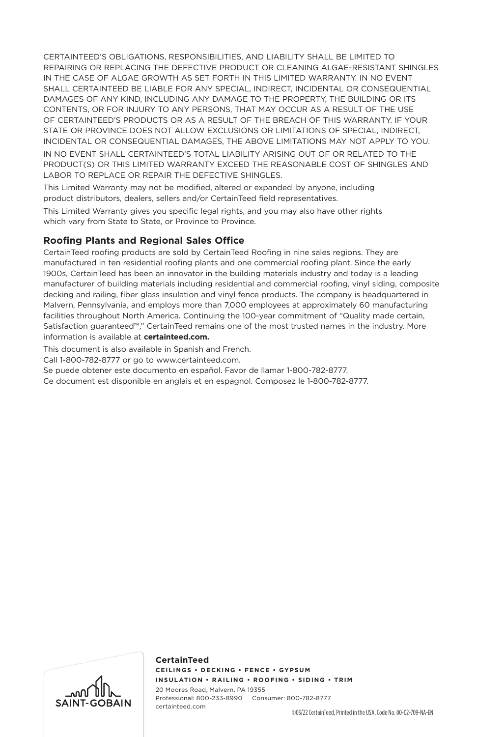CERTAINTEED'S OBLIGATIONS, RESPONSIBILITIES, AND LIABILITY SHALL BE LIMITED TO REPAIRING OR REPLACING THE DEFECTIVE PRODUCT OR CLEANING ALGAE-RESISTANT SHINGLES IN THE CASE OF ALGAE GROWTH AS SET FORTH IN THIS LIMITED WARRANTY. IN NO EVENT SHALL CERTAINTEED BE LIABLE FOR ANY SPECIAL, INDIRECT, INCIDENTAL OR CONSEQUENTIAL DAMAGES OF ANY KIND, INCLUDING ANY DAMAGE TO THE PROPERTY, THE BUILDING OR ITS CONTENTS, OR FOR INJURY TO ANY PERSONS, THAT MAY OCCUR AS A RESULT OF THE USE OF CERTAINTEED'S PRODUCTS OR AS A RESULT OF THE BREACH OF THIS WARRANTY. IF YOUR STATE OR PROVINCE DOES NOT ALLOW EXCLUSIONS OR LIMITATIONS OF SPECIAL, INDIRECT, INCIDENTAL OR CONSEQUENTIAL DAMAGES, THE ABOVE LIMITATIONS MAY NOT APPLY TO YOU.

IN NO EVENT SHALL CERTAINTEED'S TOTAL LIABILITY ARISING OUT OF OR RELATED TO THE PRODUCT(S) OR THIS LIMITED WARRANTY EXCEED THE REASONABLE COST OF SHINGLES AND LABOR TO REPLACE OR REPAIR THE DEFECTIVE SHINGLES.

This Limited Warranty may not be modified, altered or expanded by anyone, including product distributors, dealers, sellers and/or CertainTeed field representatives.

This Limited Warranty gives you specific legal rights, and you may also have other rights which vary from State to State, or Province to Province.

### Roofing Plants and Regional Sales Office

CertainTeed roofing products are sold by CertainTeed Roofing in nine sales regions. They are manufactured in ten residential roofing plants and one commercial roofing plant. Since the early 1900s, CertainTeed has been an innovator in the building materials industry and today is a leading manufacturer of building materials including residential and commercial roofing, vinyl siding, composite decking and railing, fiber glass insulation and vinyl fence products. The company is headquartered in Malvern, Pennsylvania, and employs more than 7,000 employees at approximately 60 manufacturing facilities throughout North America. Continuing the 100-year commitment of "Quality made certain, Satisfaction guaranteed™," CertainTeed remains one of the most trusted names in the industry. More information is available at **certainteed.com.**

This document is also available in Spanish and French.
Call 1-800-782-8777 or go to www.certainteed.com.
Se puede obtener este documento en español. Favor de llamar 1-800-782-8777.
Ce document est disponible en anglais et en espagnol. Composez le 1-800-782-8777.

SAINT-GOBAIN

**CertainTeed**

**CEILINGS • DECKING • FENCE • GYPSUM**
**INSULATION • RAILING • ROOFING • SIDING • TRIM**

20 Moores Road, Malvern, PA 19355
Professional: 800-233-8990 Consumer: 800-782-8777
certainteed.com

©03/22 CertainTeed, Printed in the USA, Code No. 00-02-709-NA-EN